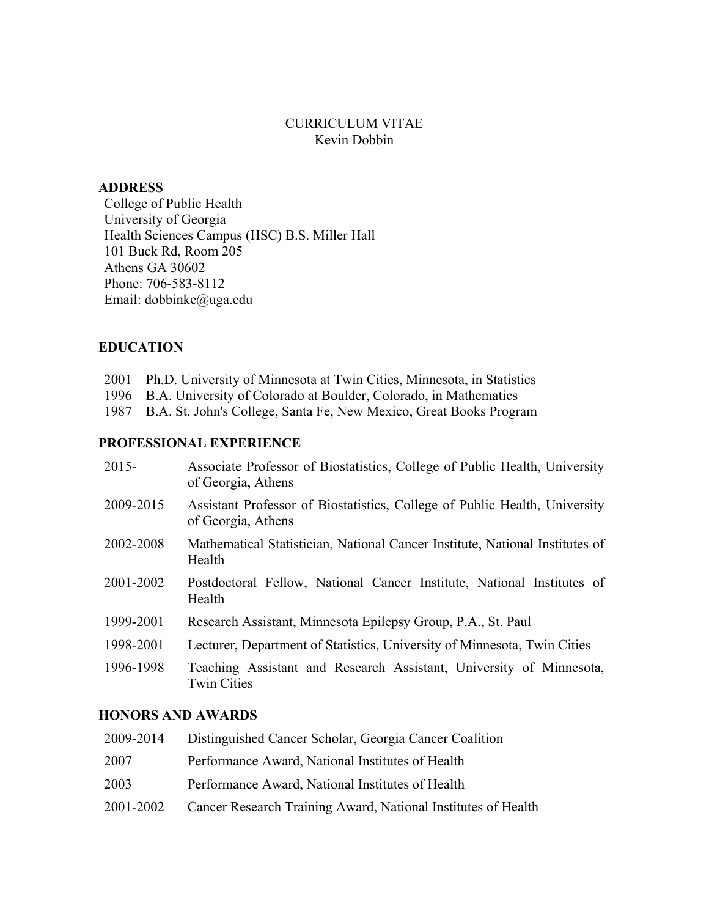# CURRICULUM VITAE
Kevin Dobbin

## ADDRESS

College of Public Health
University of Georgia
Health Sciences Campus (HSC) B.S. Miller Hall
101 Buck Rd, Room 205
Athens GA 30602
Phone: 706-583-8112
Email: dobbinke@uga.edu

## EDUCATION

2001 Ph.D. University of Minnesota at Twin Cities, Minnesota, in Statistics
1996 B.A. University of Colorado at Boulder, Colorado, in Mathematics
1987 B.A. St. John's College, Santa Fe, New Mexico, Great Books Program

## PROFESSIONAL EXPERIENCE

| | |
|---|---|
| 2015- | Associate Professor of Biostatistics, College of Public Health, University of Georgia, Athens |
| 2009-2015 | Assistant Professor of Biostatistics, College of Public Health, University of Georgia, Athens |
| 2002-2008 | Mathematical Statistician, National Cancer Institute, National Institutes of Health |
| 2001-2002 | Postdoctoral Fellow, National Cancer Institute, National Institutes of Health |
| 1999-2001 | Research Assistant, Minnesota Epilepsy Group, P.A., St. Paul |
| 1998-2001 | Lecturer, Department of Statistics, University of Minnesota, Twin Cities |
| 1996-1998 | Teaching Assistant and Research Assistant, University of Minnesota, Twin Cities |

## HONORS AND AWARDS

| | |
|---|---|
| 2009-2014 | Distinguished Cancer Scholar, Georgia Cancer Coalition |
| 2007 | Performance Award, National Institutes of Health |
| 2003 | Performance Award, National Institutes of Health |
| 2001-2002 | Cancer Research Training Award, National Institutes of Health |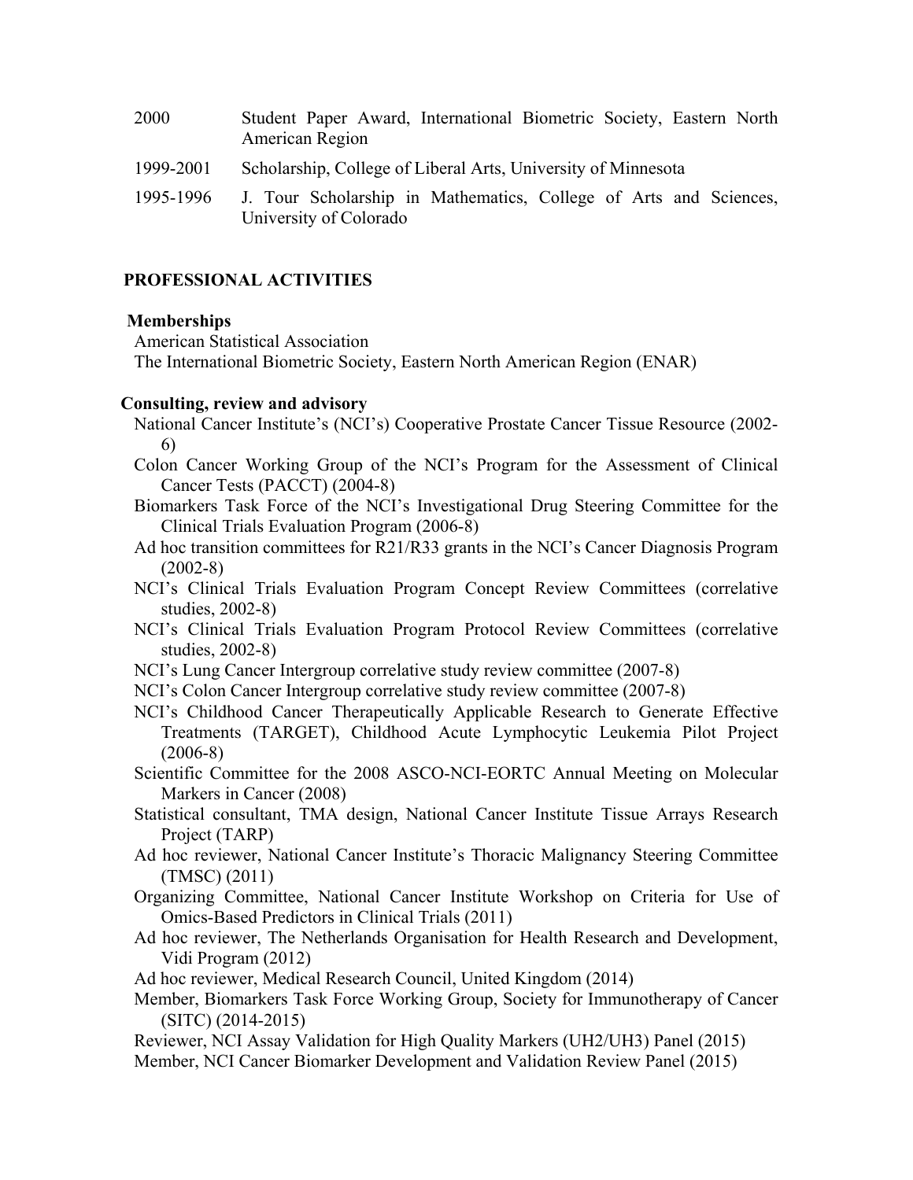| | |
|---|---|
| 2000 | Student Paper Award, International Biometric Society, Eastern North American Region |
| 1999-2001 | Scholarship, College of Liberal Arts, University of Minnesota |
| 1995-1996 | J. Tour Scholarship in Mathematics, College of Arts and Sciences, University of Colorado |

## PROFESSIONAL ACTIVITIES

### Memberships

American Statistical Association
The International Biometric Society, Eastern North American Region (ENAR)

### Consulting, review and advisory

National Cancer Institute's (NCI's) Cooperative Prostate Cancer Tissue Resource (2002-6)
Colon Cancer Working Group of the NCI's Program for the Assessment of Clinical Cancer Tests (PACCT) (2004-8)
Biomarkers Task Force of the NCI's Investigational Drug Steering Committee for the Clinical Trials Evaluation Program (2006-8)
Ad hoc transition committees for R21/R33 grants in the NCI's Cancer Diagnosis Program (2002-8)
NCI's Clinical Trials Evaluation Program Concept Review Committees (correlative studies, 2002-8)
NCI's Clinical Trials Evaluation Program Protocol Review Committees (correlative studies, 2002-8)
NCI's Lung Cancer Intergroup correlative study review committee (2007-8)
NCI's Colon Cancer Intergroup correlative study review committee (2007-8)
NCI's Childhood Cancer Therapeutically Applicable Research to Generate Effective Treatments (TARGET), Childhood Acute Lymphocytic Leukemia Pilot Project (2006-8)
Scientific Committee for the 2008 ASCO-NCI-EORTC Annual Meeting on Molecular Markers in Cancer (2008)
Statistical consultant, TMA design, National Cancer Institute Tissue Arrays Research Project (TARP)
Ad hoc reviewer, National Cancer Institute's Thoracic Malignancy Steering Committee (TMSC) (2011)
Organizing Committee, National Cancer Institute Workshop on Criteria for Use of Omics-Based Predictors in Clinical Trials (2011)
Ad hoc reviewer, The Netherlands Organisation for Health Research and Development, Vidi Program (2012)
Ad hoc reviewer, Medical Research Council, United Kingdom (2014)
Member, Biomarkers Task Force Working Group, Society for Immunotherapy of Cancer (SITC) (2014-2015)
Reviewer, NCI Assay Validation for High Quality Markers (UH2/UH3) Panel (2015)
Member, NCI Cancer Biomarker Development and Validation Review Panel (2015)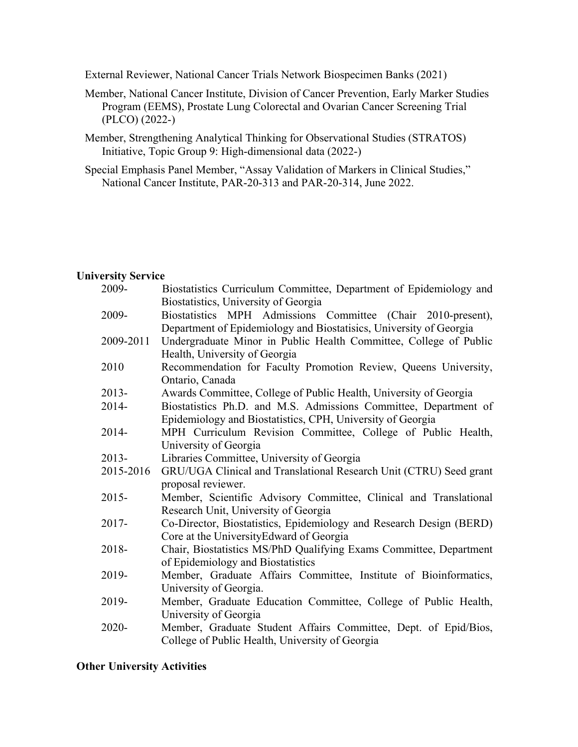External Reviewer, National Cancer Trials Network Biospecimen Banks (2021)

Member, National Cancer Institute, Division of Cancer Prevention, Early Marker Studies Program (EEMS), Prostate Lung Colorectal and Ovarian Cancer Screening Trial (PLCO) (2022-)

Member, Strengthening Analytical Thinking for Observational Studies (STRATOS) Initiative, Topic Group 9: High-dimensional data (2022-)

Special Emphasis Panel Member, "Assay Validation of Markers in Clinical Studies," National Cancer Institute, PAR-20-313 and PAR-20-314, June 2022.

**University Service**

| | |
|---|---|
| 2009- | Biostatistics Curriculum Committee, Department of Epidemiology and Biostatistics, University of Georgia |
| 2009- | Biostatistics MPH Admissions Committee (Chair 2010-present), Department of Epidemiology and Biostatisics, University of Georgia |
| 2009-2011 | Undergraduate Minor in Public Health Committee, College of Public Health, University of Georgia |
| 2010 | Recommendation for Faculty Promotion Review, Queens University, Ontario, Canada |
| 2013- | Awards Committee, College of Public Health, University of Georgia |
| 2014- | Biostatistics Ph.D. and M.S. Admissions Committee, Department of Epidemiology and Biostatistics, CPH, University of Georgia |
| 2014- | MPH Curriculum Revision Committee, College of Public Health, University of Georgia |
| 2013- | Libraries Committee, University of Georgia |
| 2015-2016 | GRU/UGA Clinical and Translational Research Unit (CTRU) Seed grant proposal reviewer. |
| 2015- | Member, Scientific Advisory Committee, Clinical and Translational Research Unit, University of Georgia |
| 2017- | Co-Director, Biostatistics, Epidemiology and Research Design (BERD) Core at the UniversityEdward of Georgia |
| 2018- | Chair, Biostatistics MS/PhD Qualifying Exams Committee, Department of Epidemiology and Biostatistics |
| 2019- | Member, Graduate Affairs Committee, Institute of Bioinformatics, University of Georgia. |
| 2019- | Member, Graduate Education Committee, College of Public Health, University of Georgia |
| 2020- | Member, Graduate Student Affairs Committee, Dept. of Epid/Bios, College of Public Health, University of Georgia |

**Other University Activities**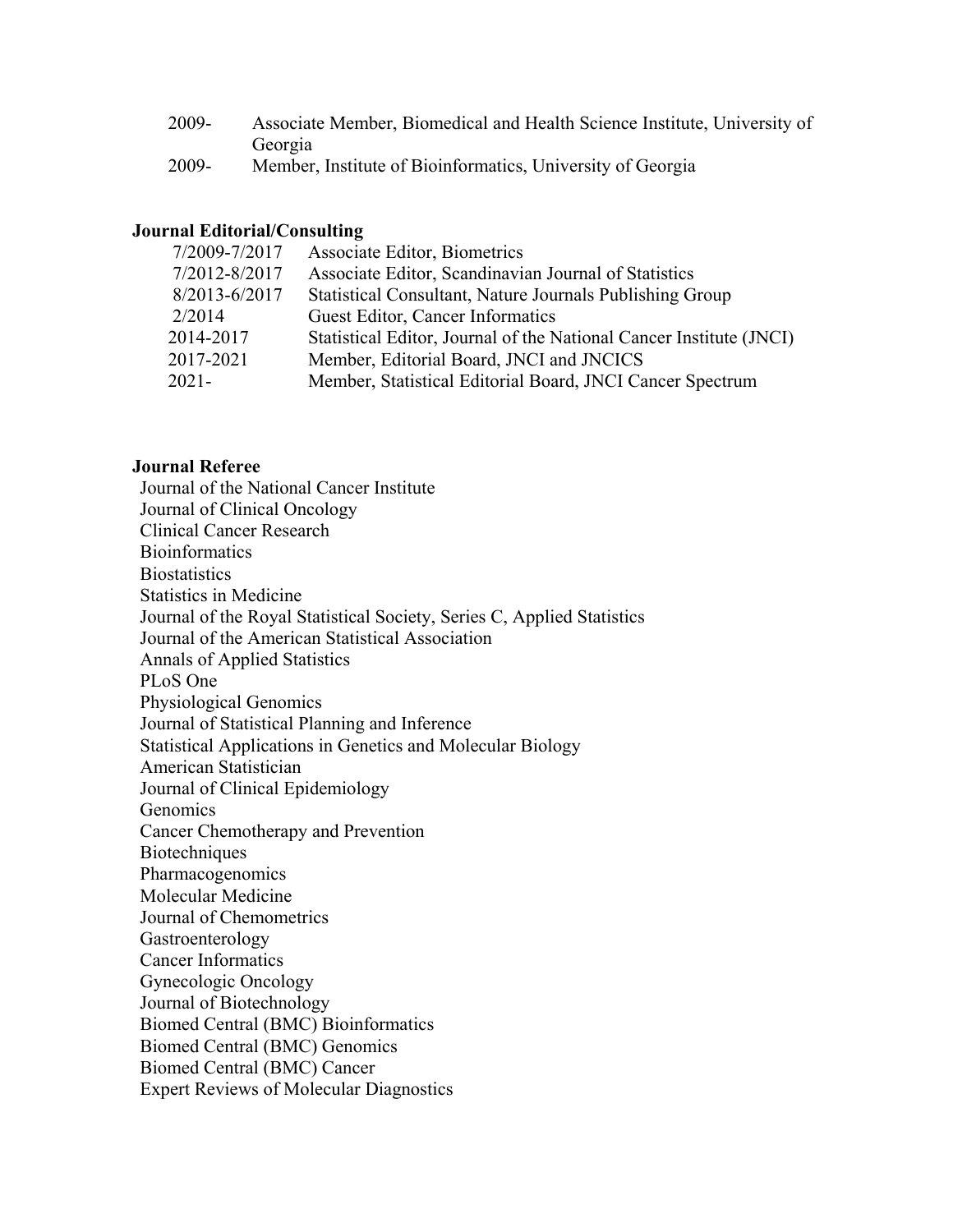| | |
|---|---|
| 2009- | Associate Member, Biomedical and Health Science Institute, University of Georgia |
| 2009- | Member, Institute of Bioinformatics, University of Georgia |

**Journal Editorial/Consulting**

| | |
|---|---|
| 7/2009-7/2017 | Associate Editor, Biometrics |
| 7/2012-8/2017 | Associate Editor, Scandinavian Journal of Statistics |
| 8/2013-6/2017 | Statistical Consultant, Nature Journals Publishing Group |
| 2/2014 | Guest Editor, Cancer Informatics |
| 2014-2017 | Statistical Editor, Journal of the National Cancer Institute (JNCI) |
| 2017-2021 | Member, Editorial Board, JNCI and JNCICS |
| 2021- | Member, Statistical Editorial Board, JNCI Cancer Spectrum |

**Journal Referee**

Journal of the National Cancer Institute
Journal of Clinical Oncology
Clinical Cancer Research
Bioinformatics
Biostatistics
Statistics in Medicine
Journal of the Royal Statistical Society, Series C, Applied Statistics
Journal of the American Statistical Association
Annals of Applied Statistics
PLoS One
Physiological Genomics
Journal of Statistical Planning and Inference
Statistical Applications in Genetics and Molecular Biology
American Statistician
Journal of Clinical Epidemiology
Genomics
Cancer Chemotherapy and Prevention
Biotechniques
Pharmacogenomics
Molecular Medicine
Journal of Chemometrics
Gastroenterology
Cancer Informatics
Gynecologic Oncology
Journal of Biotechnology
Biomed Central (BMC) Bioinformatics
Biomed Central (BMC) Genomics
Biomed Central (BMC) Cancer
Expert Reviews of Molecular Diagnostics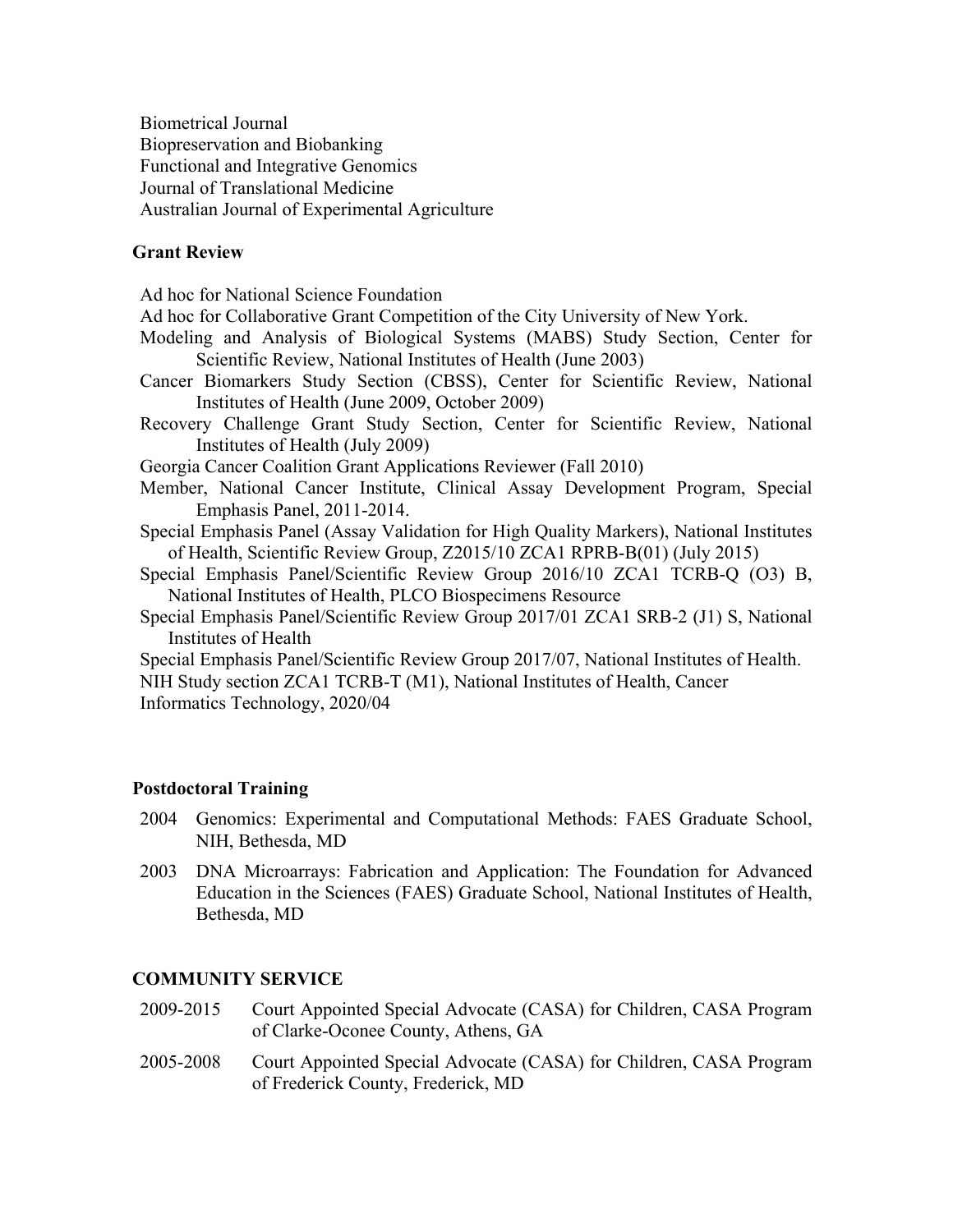Biometrical Journal
Biopreservation and Biobanking
Functional and Integrative Genomics
Journal of Translational Medicine
Australian Journal of Experimental Agriculture

### Grant Review

Ad hoc for National Science Foundation

Ad hoc for Collaborative Grant Competition of the City University of New York.

Modeling and Analysis of Biological Systems (MABS) Study Section, Center for Scientific Review, National Institutes of Health (June 2003)

Cancer Biomarkers Study Section (CBSS), Center for Scientific Review, National Institutes of Health (June 2009, October 2009)

Recovery Challenge Grant Study Section, Center for Scientific Review, National Institutes of Health (July 2009)

Georgia Cancer Coalition Grant Applications Reviewer (Fall 2010)

Member, National Cancer Institute, Clinical Assay Development Program, Special Emphasis Panel, 2011-2014.

Special Emphasis Panel (Assay Validation for High Quality Markers), National Institutes of Health, Scientific Review Group, Z2015/10 ZCA1 RPRB-B(01) (July 2015)

Special Emphasis Panel/Scientific Review Group 2016/10 ZCA1 TCRB-Q (O3) B, National Institutes of Health, PLCO Biospecimens Resource

Special Emphasis Panel/Scientific Review Group 2017/01 ZCA1 SRB-2 (J1) S, National Institutes of Health

Special Emphasis Panel/Scientific Review Group 2017/07, National Institutes of Health.

NIH Study section ZCA1 TCRB-T (M1), National Institutes of Health, Cancer Informatics Technology, 2020/04

### Postdoctoral Training

2004 Genomics: Experimental and Computational Methods: FAES Graduate School, NIH, Bethesda, MD

2003 DNA Microarrays: Fabrication and Application: The Foundation for Advanced Education in the Sciences (FAES) Graduate School, National Institutes of Health, Bethesda, MD

## COMMUNITY SERVICE

2009-2015 Court Appointed Special Advocate (CASA) for Children, CASA Program of Clarke-Oconee County, Athens, GA

2005-2008 Court Appointed Special Advocate (CASA) for Children, CASA Program of Frederick County, Frederick, MD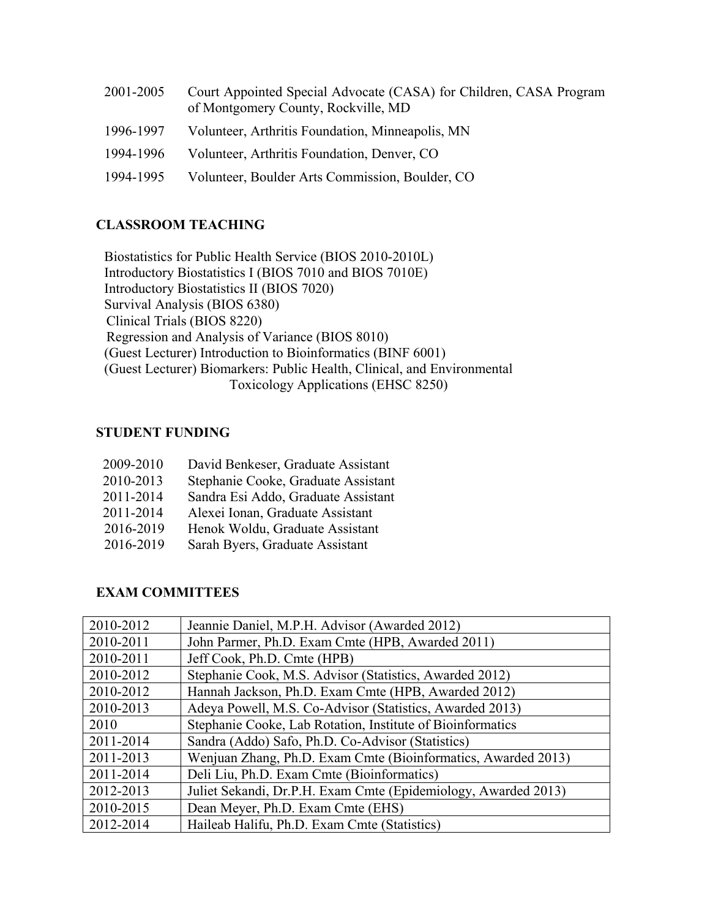| | |
|---|---|
| 2001-2005 | Court Appointed Special Advocate (CASA) for Children, CASA Program of Montgomery County, Rockville, MD |
| 1996-1997 | Volunteer, Arthritis Foundation, Minneapolis, MN |
| 1994-1996 | Volunteer, Arthritis Foundation, Denver, CO |
| 1994-1995 | Volunteer, Boulder Arts Commission, Boulder, CO |

## CLASSROOM TEACHING

Biostatistics for Public Health Service (BIOS 2010-2010L)
Introductory Biostatistics I (BIOS 7010 and BIOS 7010E)
Introductory Biostatistics II (BIOS 7020)
Survival Analysis (BIOS 6380)
Clinical Trials (BIOS 8220)
Regression and Analysis of Variance (BIOS 8010)
(Guest Lecturer) Introduction to Bioinformatics (BINF 6001)
(Guest Lecturer) Biomarkers: Public Health, Clinical, and Environmental Toxicology Applications (EHSC 8250)

## STUDENT FUNDING

| | |
|---|---|
| 2009-2010 | David Benkeser, Graduate Assistant |
| 2010-2013 | Stephanie Cooke, Graduate Assistant |
| 2011-2014 | Sandra Esi Addo, Graduate Assistant |
| 2011-2014 | Alexei Ionan, Graduate Assistant |
| 2016-2019 | Henok Woldu, Graduate Assistant |
| 2016-2019 | Sarah Byers, Graduate Assistant |

## EXAM COMMITTEES

| | |
|---|---|
| 2010-2012 | Jeannie Daniel, M.P.H. Advisor (Awarded 2012) |
| 2010-2011 | John Parmer, Ph.D. Exam Cmte (HPB, Awarded 2011) |
| 2010-2011 | Jeff Cook, Ph.D. Cmte (HPB) |
| 2010-2012 | Stephanie Cook, M.S. Advisor (Statistics, Awarded 2012) |
| 2010-2012 | Hannah Jackson, Ph.D. Exam Cmte (HPB, Awarded 2012) |
| 2010-2013 | Adeya Powell, M.S. Co-Advisor (Statistics, Awarded 2013) |
| 2010 | Stephanie Cooke, Lab Rotation, Institute of Bioinformatics |
| 2011-2014 | Sandra (Addo) Safo, Ph.D. Co-Advisor (Statistics) |
| 2011-2013 | Wenjuan Zhang, Ph.D. Exam Cmte (Bioinformatics, Awarded 2013) |
| 2011-2014 | Deli Liu, Ph.D. Exam Cmte (Bioinformatics) |
| 2012-2013 | Juliet Sekandi, Dr.P.H. Exam Cmte (Epidemiology, Awarded 2013) |
| 2010-2015 | Dean Meyer, Ph.D. Exam Cmte (EHS) |
| 2012-2014 | Haileab Halifu, Ph.D. Exam Cmte (Statistics) |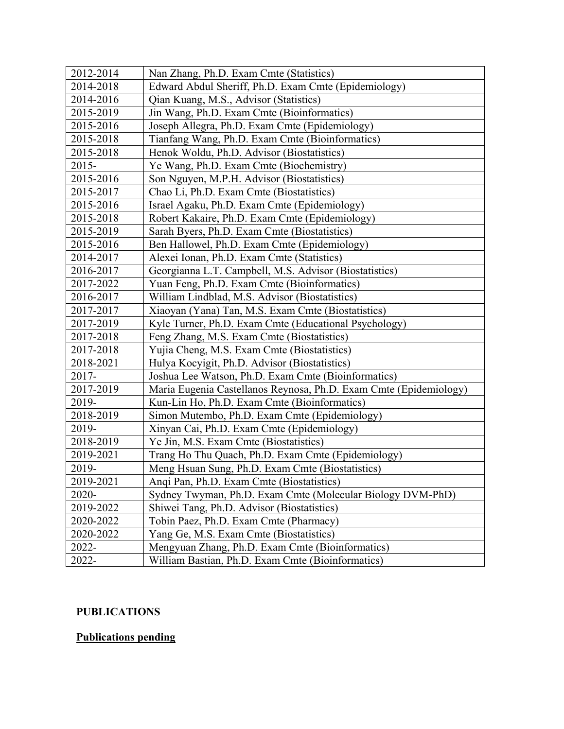| | |
|---|---|
| 2012-2014 | Nan Zhang, Ph.D. Exam Cmte (Statistics) |
| 2014-2018 | Edward Abdul Sheriff, Ph.D. Exam Cmte (Epidemiology) |
| 2014-2016 | Qian Kuang, M.S., Advisor (Statistics) |
| 2015-2019 | Jin Wang, Ph.D. Exam Cmte (Bioinformatics) |
| 2015-2016 | Joseph Allegra, Ph.D. Exam Cmte (Epidemiology) |
| 2015-2018 | Tianfang Wang, Ph.D. Exam Cmte (Bioinformatics) |
| 2015-2018 | Henok Woldu, Ph.D. Advisor (Biostatistics) |
| 2015- | Ye Wang, Ph.D. Exam Cmte (Biochemistry) |
| 2015-2016 | Son Nguyen, M.P.H. Advisor (Biostatistics) |
| 2015-2017 | Chao Li, Ph.D. Exam Cmte (Biostatistics) |
| 2015-2016 | Israel Agaku, Ph.D. Exam Cmte (Epidemiology) |
| 2015-2018 | Robert Kakaire, Ph.D. Exam Cmte (Epidemiology) |
| 2015-2019 | Sarah Byers, Ph.D. Exam Cmte (Biostatistics) |
| 2015-2016 | Ben Hallowel, Ph.D. Exam Cmte (Epidemiology) |
| 2014-2017 | Alexei Ionan, Ph.D. Exam Cmte (Statistics) |
| 2016-2017 | Georgianna L.T. Campbell, M.S. Advisor (Biostatistics) |
| 2017-2022 | Yuan Feng, Ph.D. Exam Cmte (Bioinformatics) |
| 2016-2017 | William Lindblad, M.S. Advisor (Biostatistics) |
| 2017-2017 | Xiaoyan (Yana) Tan, M.S. Exam Cmte (Biostatistics) |
| 2017-2019 | Kyle Turner, Ph.D. Exam Cmte (Educational Psychology) |
| 2017-2018 | Feng Zhang, M.S. Exam Cmte (Biostatistics) |
| 2017-2018 | Yujia Cheng, M.S. Exam Cmte (Biostatistics) |
| 2018-2021 | Hulya Kocyigit, Ph.D. Advisor (Biostatistics) |
| 2017- | Joshua Lee Watson, Ph.D. Exam Cmte (Bioinformatics) |
| 2017-2019 | Maria Eugenia Castellanos Reynosa, Ph.D. Exam Cmte (Epidemiology) |
| 2019- | Kun-Lin Ho, Ph.D. Exam Cmte (Bioinformatics) |
| 2018-2019 | Simon Mutembo, Ph.D. Exam Cmte (Epidemiology) |
| 2019- | Xinyan Cai, Ph.D. Exam Cmte (Epidemiology) |
| 2018-2019 | Ye Jin, M.S. Exam Cmte (Biostatistics) |
| 2019-2021 | Trang Ho Thu Quach, Ph.D. Exam Cmte (Epidemiology) |
| 2019- | Meng Hsuan Sung, Ph.D. Exam Cmte (Biostatistics) |
| 2019-2021 | Anqi Pan, Ph.D. Exam Cmte (Biostatistics) |
| 2020- | Sydney Twyman, Ph.D. Exam Cmte (Molecular Biology DVM-PhD) |
| 2019-2022 | Shiwei Tang, Ph.D. Advisor (Biostatistics) |
| 2020-2022 | Tobin Paez, Ph.D. Exam Cmte (Pharmacy) |
| 2020-2022 | Yang Ge, M.S. Exam Cmte (Biostatistics) |
| 2022- | Mengyuan Zhang, Ph.D. Exam Cmte (Bioinformatics) |
| 2022- | William Bastian, Ph.D. Exam Cmte (Bioinformatics) |

## PUBLICATIONS

### Publications pending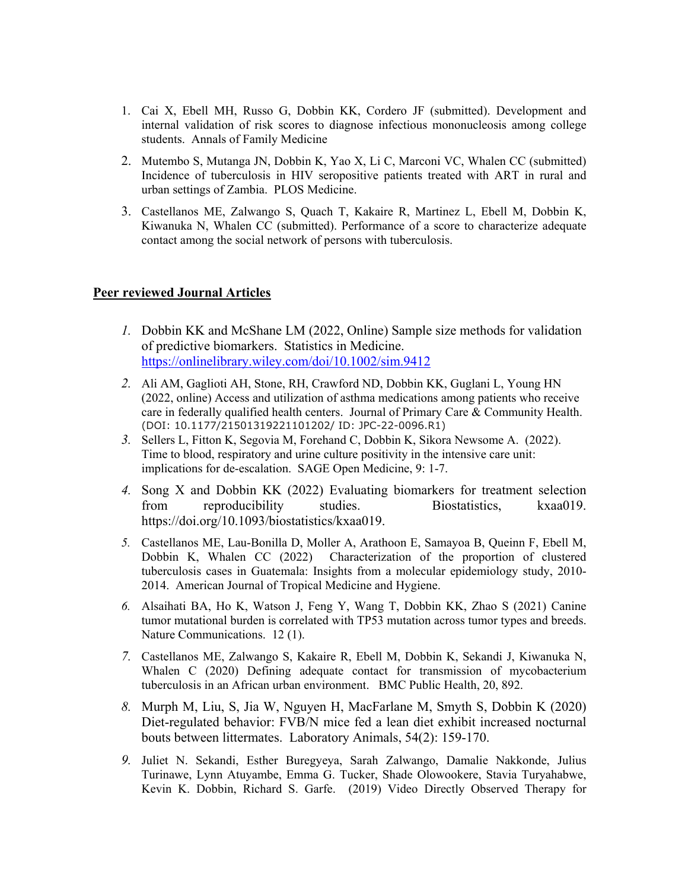1. Cai X, Ebell MH, Russo G, Dobbin KK, Cordero JF (submitted). Development and internal validation of risk scores to diagnose infectious mononucleosis among college students. Annals of Family Medicine

2. Mutembo S, Mutanga JN, Dobbin K, Yao X, Li C, Marconi VC, Whalen CC (submitted) Incidence of tuberculosis in HIV seropositive patients treated with ART in rural and urban settings of Zambia. PLOS Medicine.

3. Castellanos ME, Zalwango S, Quach T, Kakaire R, Martinez L, Ebell M, Dobbin K, Kiwanuka N, Whalen CC (submitted). Performance of a score to characterize adequate contact among the social network of persons with tuberculosis.

## Peer reviewed Journal Articles

1. Dobbin KK and McShane LM (2022, Online) Sample size methods for validation of predictive biomarkers. Statistics in Medicine. https://onlinelibrary.wiley.com/doi/10.1002/sim.9412

2. Ali AM, Gaglioti AH, Stone, RH, Crawford ND, Dobbin KK, Guglani L, Young HN (2022, online) Access and utilization of asthma medications among patients who receive care in federally qualified health centers. Journal of Primary Care & Community Health. (DOI: 10.1177/21501319221101202/ ID: JPC-22-0096.R1)

3. Sellers L, Fitton K, Segovia M, Forehand C, Dobbin K, Sikora Newsome A. (2022). Time to blood, respiratory and urine culture positivity in the intensive care unit: implications for de-escalation. SAGE Open Medicine, 9: 1-7.

4. Song X and Dobbin KK (2022) Evaluating biomarkers for treatment selection from reproducibility studies. Biostatistics, kxaa019. https://doi.org/10.1093/biostatistics/kxaa019.

5. Castellanos ME, Lau-Bonilla D, Moller A, Arathoon E, Samayoa B, Queinn F, Ebell M, Dobbin K, Whalen CC (2022) Characterization of the proportion of clustered tuberculosis cases in Guatemala: Insights from a molecular epidemiology study, 2010-2014. American Journal of Tropical Medicine and Hygiene.

6. Alsaihati BA, Ho K, Watson J, Feng Y, Wang T, Dobbin KK, Zhao S (2021) Canine tumor mutational burden is correlated with TP53 mutation across tumor types and breeds. Nature Communications. 12 (1).

7. Castellanos ME, Zalwango S, Kakaire R, Ebell M, Dobbin K, Sekandi J, Kiwanuka N, Whalen C (2020) Defining adequate contact for transmission of mycobacterium tuberculosis in an African urban environment. BMC Public Health, 20, 892.

8. Murph M, Liu, S, Jia W, Nguyen H, MacFarlane M, Smyth S, Dobbin K (2020) Diet-regulated behavior: FVB/N mice fed a lean diet exhibit increased nocturnal bouts between littermates. Laboratory Animals, 54(2): 159-170.

9. Juliet N. Sekandi, Esther Buregyeya, Sarah Zalwango, Damalie Nakkonde, Julius Turinawe, Lynn Atuyambe, Emma G. Tucker, Shade Olowookere, Stavia Turyahabwe, Kevin K. Dobbin, Richard S. Garfe. (2019) Video Directly Observed Therapy for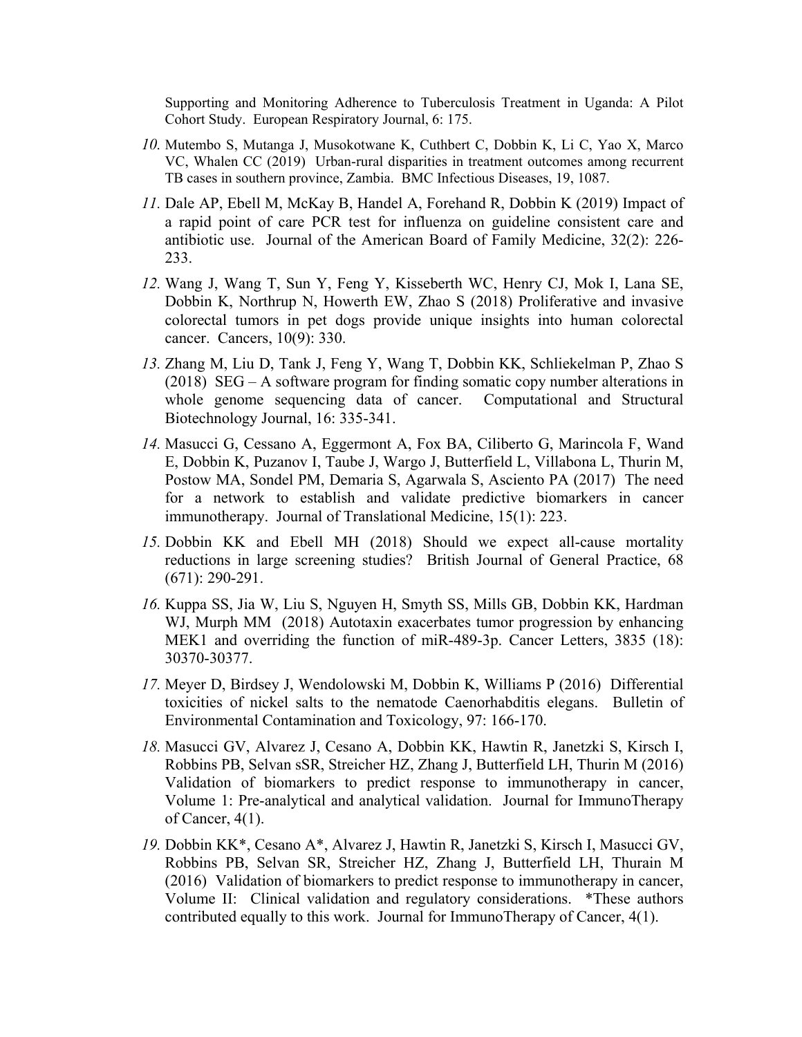Supporting and Monitoring Adherence to Tuberculosis Treatment in Uganda: A Pilot Cohort Study. European Respiratory Journal, 6: 175.

10. Mutembo S, Mutanga J, Musokotwane K, Cuthbert C, Dobbin K, Li C, Yao X, Marco VC, Whalen CC (2019) Urban-rural disparities in treatment outcomes among recurrent TB cases in southern province, Zambia. BMC Infectious Diseases, 19, 1087.

11. Dale AP, Ebell M, McKay B, Handel A, Forehand R, Dobbin K (2019) Impact of a rapid point of care PCR test for influenza on guideline consistent care and antibiotic use. Journal of the American Board of Family Medicine, 32(2): 226-233.

12. Wang J, Wang T, Sun Y, Feng Y, Kisseberth WC, Henry CJ, Mok I, Lana SE, Dobbin K, Northrup N, Howerth EW, Zhao S (2018) Proliferative and invasive colorectal tumors in pet dogs provide unique insights into human colorectal cancer. Cancers, 10(9): 330.

13. Zhang M, Liu D, Tank J, Feng Y, Wang T, Dobbin KK, Schliekelman P, Zhao S (2018) SEG – A software program for finding somatic copy number alterations in whole genome sequencing data of cancer. Computational and Structural Biotechnology Journal, 16: 335-341.

14. Masucci G, Cessano A, Eggermont A, Fox BA, Ciliberto G, Marincola F, Wand E, Dobbin K, Puzanov I, Taube J, Wargo J, Butterfield L, Villabona L, Thurin M, Postow MA, Sondel PM, Demaria S, Agarwala S, Asciento PA (2017) The need for a network to establish and validate predictive biomarkers in cancer immunotherapy. Journal of Translational Medicine, 15(1): 223.

15. Dobbin KK and Ebell MH (2018) Should we expect all-cause mortality reductions in large screening studies? British Journal of General Practice, 68 (671): 290-291.

16. Kuppa SS, Jia W, Liu S, Nguyen H, Smyth SS, Mills GB, Dobbin KK, Hardman WJ, Murph MM (2018) Autotaxin exacerbates tumor progression by enhancing MEK1 and overriding the function of miR-489-3p. Cancer Letters, 3835 (18): 30370-30377.

17. Meyer D, Birdsey J, Wendolowski M, Dobbin K, Williams P (2016) Differential toxicities of nickel salts to the nematode Caenorhabditis elegans. Bulletin of Environmental Contamination and Toxicology, 97: 166-170.

18. Masucci GV, Alvarez J, Cesano A, Dobbin KK, Hawtin R, Janetzki S, Kirsch I, Robbins PB, Selvan sSR, Streicher HZ, Zhang J, Butterfield LH, Thurin M (2016) Validation of biomarkers to predict response to immunotherapy in cancer, Volume 1: Pre-analytical and analytical validation. Journal for ImmunoTherapy of Cancer, 4(1).

19. Dobbin KK*, Cesano A*, Alvarez J, Hawtin R, Janetzki S, Kirsch I, Masucci GV, Robbins PB, Selvan SR, Streicher HZ, Zhang J, Butterfield LH, Thurain M (2016) Validation of biomarkers to predict response to immunotherapy in cancer, Volume II: Clinical validation and regulatory considerations. *These authors contributed equally to this work. Journal for ImmunoTherapy of Cancer, 4(1).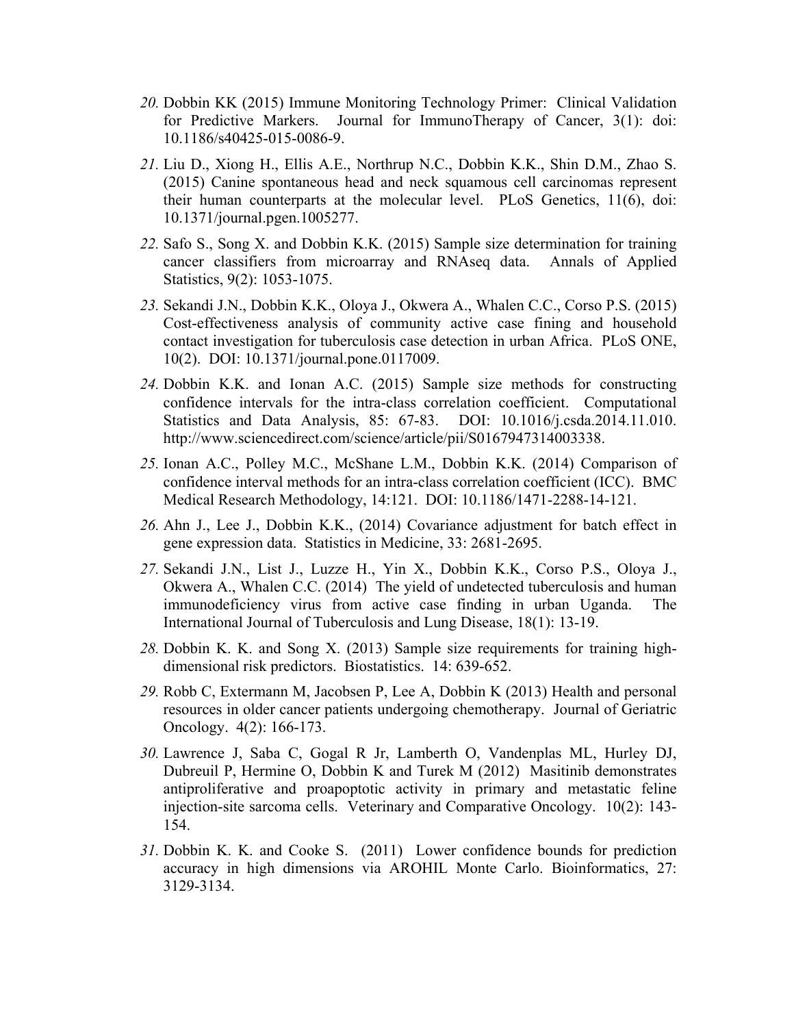20. Dobbin KK (2015) Immune Monitoring Technology Primer: Clinical Validation for Predictive Markers. Journal for ImmunoTherapy of Cancer, 3(1): doi: 10.1186/s40425-015-0086-9.

21. Liu D., Xiong H., Ellis A.E., Northrup N.C., Dobbin K.K., Shin D.M., Zhao S. (2015) Canine spontaneous head and neck squamous cell carcinomas represent their human counterparts at the molecular level. PLoS Genetics, 11(6), doi: 10.1371/journal.pgen.1005277.

22. Safo S., Song X. and Dobbin K.K. (2015) Sample size determination for training cancer classifiers from microarray and RNAseq data. Annals of Applied Statistics, 9(2): 1053-1075.

23. Sekandi J.N., Dobbin K.K., Oloya J., Okwera A., Whalen C.C., Corso P.S. (2015) Cost-effectiveness analysis of community active case fining and household contact investigation for tuberculosis case detection in urban Africa. PLoS ONE, 10(2). DOI: 10.1371/journal.pone.0117009.

24. Dobbin K.K. and Ionan A.C. (2015) Sample size methods for constructing confidence intervals for the intra-class correlation coefficient. Computational Statistics and Data Analysis, 85: 67-83. DOI: 10.1016/j.csda.2014.11.010. http://www.sciencedirect.com/science/article/pii/S0167947314003338.

25. Ionan A.C., Polley M.C., McShane L.M., Dobbin K.K. (2014) Comparison of confidence interval methods for an intra-class correlation coefficient (ICC). BMC Medical Research Methodology, 14:121. DOI: 10.1186/1471-2288-14-121.

26. Ahn J., Lee J., Dobbin K.K., (2014) Covariance adjustment for batch effect in gene expression data. Statistics in Medicine, 33: 2681-2695.

27. Sekandi J.N., List J., Luzze H., Yin X., Dobbin K.K., Corso P.S., Oloya J., Okwera A., Whalen C.C. (2014) The yield of undetected tuberculosis and human immunodeficiency virus from active case finding in urban Uganda. The International Journal of Tuberculosis and Lung Disease, 18(1): 13-19.

28. Dobbin K. K. and Song X. (2013) Sample size requirements for training high-dimensional risk predictors. Biostatistics. 14: 639-652.

29. Robb C, Extermann M, Jacobsen P, Lee A, Dobbin K (2013) Health and personal resources in older cancer patients undergoing chemotherapy. Journal of Geriatric Oncology. 4(2): 166-173.

30. Lawrence J, Saba C, Gogal R Jr, Lamberth O, Vandenplas ML, Hurley DJ, Dubreuil P, Hermine O, Dobbin K and Turek M (2012) Masitinib demonstrates antiproliferative and proapoptotic activity in primary and metastatic feline injection-site sarcoma cells. Veterinary and Comparative Oncology. 10(2): 143-154.

31. Dobbin K. K. and Cooke S. (2011) Lower confidence bounds for prediction accuracy in high dimensions via AROHIL Monte Carlo. Bioinformatics, 27: 3129-3134.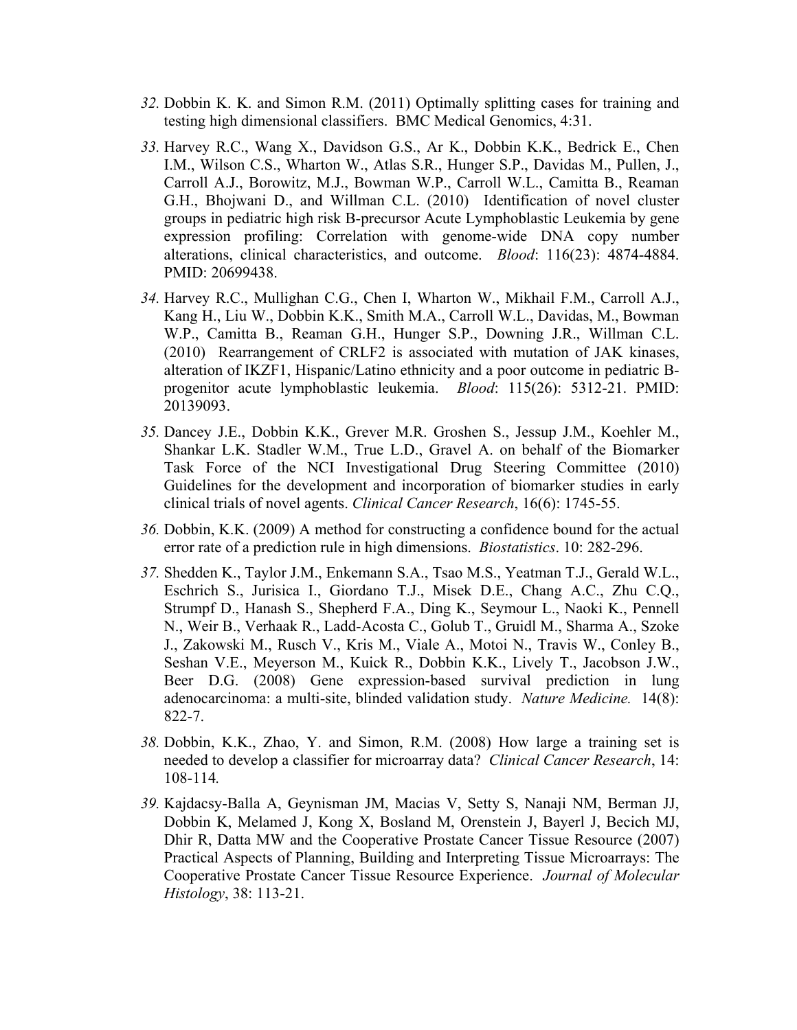*32.* Dobbin K. K. and Simon R.M. (2011) Optimally splitting cases for training and testing high dimensional classifiers. BMC Medical Genomics, 4:31.

*33.* Harvey R.C., Wang X., Davidson G.S., Ar K., Dobbin K.K., Bedrick E., Chen I.M., Wilson C.S., Wharton W., Atlas S.R., Hunger S.P., Davidas M., Pullen, J., Carroll A.J., Borowitz, M.J., Bowman W.P., Carroll W.L., Camitta B., Reaman G.H., Bhojwani D., and Willman C.L. (2010) Identification of novel cluster groups in pediatric high risk B-precursor Acute Lymphoblastic Leukemia by gene expression profiling: Correlation with genome-wide DNA copy number alterations, clinical characteristics, and outcome. *Blood*: 116(23): 4874-4884. PMID: 20699438.

*34.* Harvey R.C., Mullighan C.G., Chen I, Wharton W., Mikhail F.M., Carroll A.J., Kang H., Liu W., Dobbin K.K., Smith M.A., Carroll W.L., Davidas, M., Bowman W.P., Camitta B., Reaman G.H., Hunger S.P., Downing J.R., Willman C.L. (2010) Rearrangement of CRLF2 is associated with mutation of JAK kinases, alteration of IKZF1, Hispanic/Latino ethnicity and a poor outcome in pediatric B-progenitor acute lymphoblastic leukemia. *Blood*: 115(26): 5312-21. PMID: 20139093.

*35.* Dancey J.E., Dobbin K.K., Grever M.R. Groshen S., Jessup J.M., Koehler M., Shankar L.K. Stadler W.M., True L.D., Gravel A. on behalf of the Biomarker Task Force of the NCI Investigational Drug Steering Committee (2010) Guidelines for the development and incorporation of biomarker studies in early clinical trials of novel agents. *Clinical Cancer Research*, 16(6): 1745-55.

*36.* Dobbin, K.K. (2009) A method for constructing a confidence bound for the actual error rate of a prediction rule in high dimensions. *Biostatistics*. 10: 282-296.

*37.* Shedden K., Taylor J.M., Enkemann S.A., Tsao M.S., Yeatman T.J., Gerald W.L., Eschrich S., Jurisica I., Giordano T.J., Misek D.E., Chang A.C., Zhu C.Q., Strumpf D., Hanash S., Shepherd F.A., Ding K., Seymour L., Naoki K., Pennell N., Weir B., Verhaak R., Ladd-Acosta C., Golub T., Gruidl M., Sharma A., Szoke J., Zakowski M., Rusch V., Kris M., Viale A., Motoi N., Travis W., Conley B., Seshan V.E., Meyerson M., Kuick R., Dobbin K.K., Lively T., Jacobson J.W., Beer D.G. (2008) Gene expression-based survival prediction in lung adenocarcinoma: a multi-site, blinded validation study. *Nature Medicine.* 14(8): 822-7.

*38.* Dobbin, K.K., Zhao, Y. and Simon, R.M. (2008) How large a training set is needed to develop a classifier for microarray data? *Clinical Cancer Research*, 14: 108-114*.*

*39.* Kajdacsy-Balla A, Geynisman JM, Macias V, Setty S, Nanaji NM, Berman JJ, Dobbin K, Melamed J, Kong X, Bosland M, Orenstein J, Bayerl J, Becich MJ, Dhir R, Datta MW and the Cooperative Prostate Cancer Tissue Resource (2007) Practical Aspects of Planning, Building and Interpreting Tissue Microarrays: The Cooperative Prostate Cancer Tissue Resource Experience. *Journal of Molecular Histology*, 38: 113-21.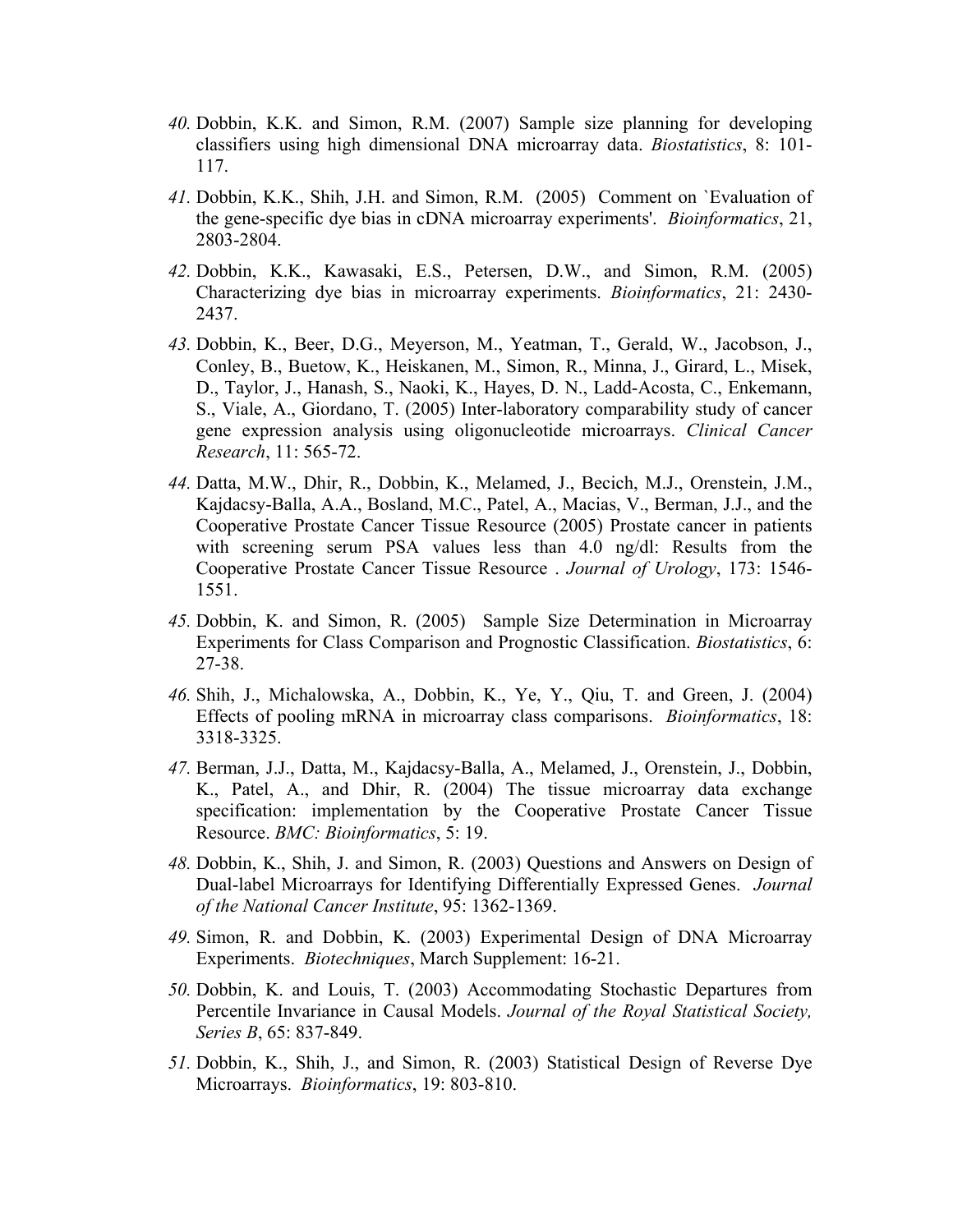40. Dobbin, K.K. and Simon, R.M. (2007) Sample size planning for developing classifiers using high dimensional DNA microarray data. *Biostatistics*, 8: 101-117.

41. Dobbin, K.K., Shih, J.H. and Simon, R.M. (2005) Comment on `Evaluation of the gene-specific dye bias in cDNA microarray experiments'. *Bioinformatics*, 21, 2803-2804.

42. Dobbin, K.K., Kawasaki, E.S., Petersen, D.W., and Simon, R.M. (2005) Characterizing dye bias in microarray experiments. *Bioinformatics*, 21: 2430-2437.

43. Dobbin, K., Beer, D.G., Meyerson, M., Yeatman, T., Gerald, W., Jacobson, J., Conley, B., Buetow, K., Heiskanen, M., Simon, R., Minna, J., Girard, L., Misek, D., Taylor, J., Hanash, S., Naoki, K., Hayes, D. N., Ladd-Acosta, C., Enkemann, S., Viale, A., Giordano, T. (2005) Inter-laboratory comparability study of cancer gene expression analysis using oligonucleotide microarrays. *Clinical Cancer Research*, 11: 565-72.

44. Datta, M.W., Dhir, R., Dobbin, K., Melamed, J., Becich, M.J., Orenstein, J.M., Kajdacsy-Balla, A.A., Bosland, M.C., Patel, A., Macias, V., Berman, J.J., and the Cooperative Prostate Cancer Tissue Resource (2005) Prostate cancer in patients with screening serum PSA values less than 4.0 ng/dl: Results from the Cooperative Prostate Cancer Tissue Resource . *Journal of Urology*, 173: 1546-1551.

45. Dobbin, K. and Simon, R. (2005) Sample Size Determination in Microarray Experiments for Class Comparison and Prognostic Classification. *Biostatistics*, 6: 27-38.

46. Shih, J., Michalowska, A., Dobbin, K., Ye, Y., Qiu, T. and Green, J. (2004) Effects of pooling mRNA in microarray class comparisons. *Bioinformatics*, 18: 3318-3325.

47. Berman, J.J., Datta, M., Kajdacsy-Balla, A., Melamed, J., Orenstein, J., Dobbin, K., Patel, A., and Dhir, R. (2004) The tissue microarray data exchange specification: implementation by the Cooperative Prostate Cancer Tissue Resource. *BMC: Bioinformatics*, 5: 19.

48. Dobbin, K., Shih, J. and Simon, R. (2003) Questions and Answers on Design of Dual-label Microarrays for Identifying Differentially Expressed Genes. *Journal of the National Cancer Institute*, 95: 1362-1369.

49. Simon, R. and Dobbin, K. (2003) Experimental Design of DNA Microarray Experiments. *Biotechniques*, March Supplement: 16-21.

50. Dobbin, K. and Louis, T. (2003) Accommodating Stochastic Departures from Percentile Invariance in Causal Models. *Journal of the Royal Statistical Society, Series B*, 65: 837-849.

51. Dobbin, K., Shih, J., and Simon, R. (2003) Statistical Design of Reverse Dye Microarrays. *Bioinformatics*, 19: 803-810.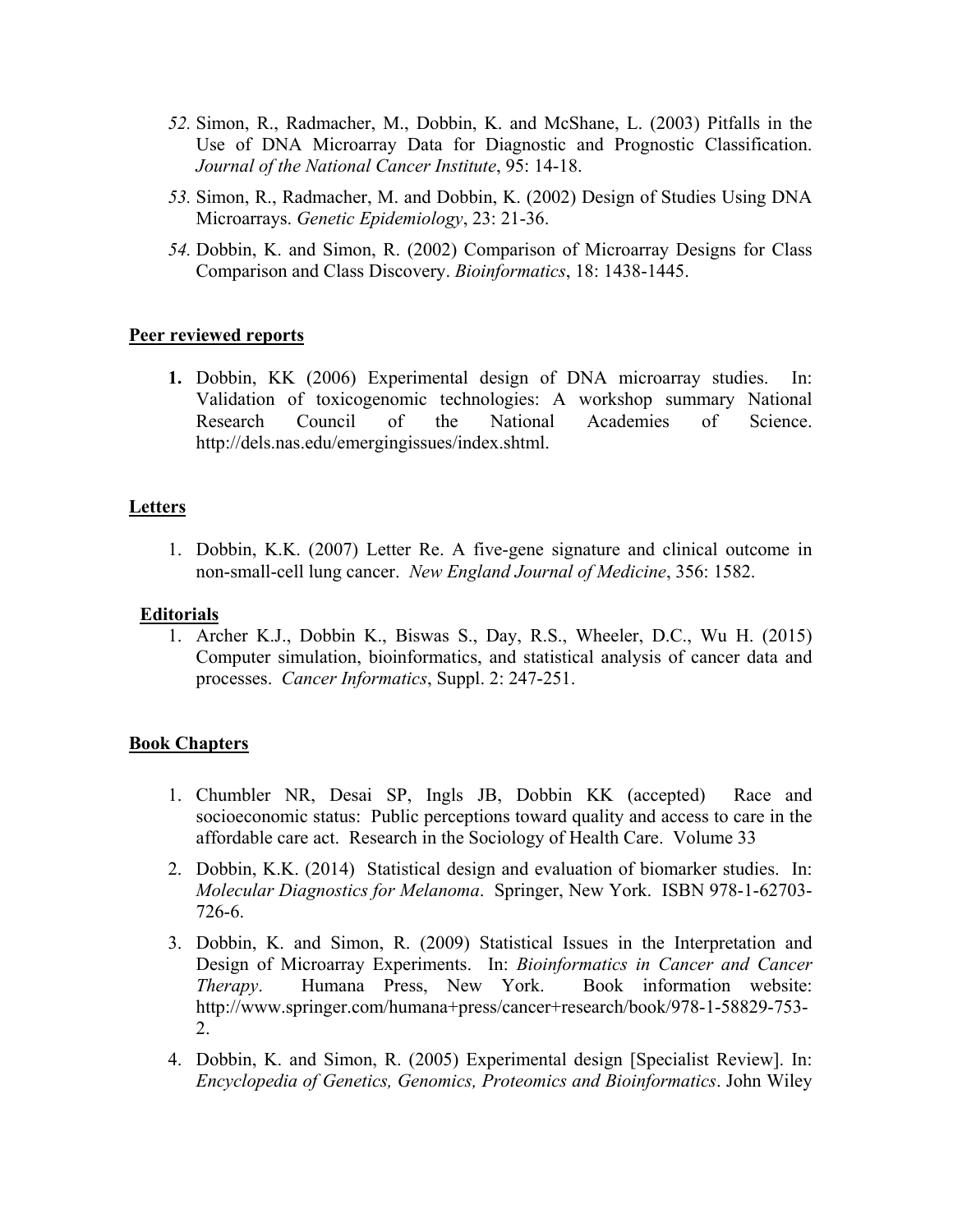52. Simon, R., Radmacher, M., Dobbin, K. and McShane, L. (2003) Pitfalls in the Use of DNA Microarray Data for Diagnostic and Prognostic Classification. *Journal of the National Cancer Institute*, 95: 14-18.

53. Simon, R., Radmacher, M. and Dobbin, K. (2002) Design of Studies Using DNA Microarrays. *Genetic Epidemiology*, 23: 21-36.

54. Dobbin, K. and Simon, R. (2002) Comparison of Microarray Designs for Class Comparison and Class Discovery. *Bioinformatics*, 18: 1438-1445.

## Peer reviewed reports

1. Dobbin, KK (2006) Experimental design of DNA microarray studies. In: Validation of toxicogenomic technologies: A workshop summary National Research Council of the National Academies of Science. http://dels.nas.edu/emergingissues/index.shtml.

## Letters

1. Dobbin, K.K. (2007) Letter Re. A five-gene signature and clinical outcome in non-small-cell lung cancer. *New England Journal of Medicine*, 356: 1582.

## Editorials

1. Archer K.J., Dobbin K., Biswas S., Day, R.S., Wheeler, D.C., Wu H. (2015) Computer simulation, bioinformatics, and statistical analysis of cancer data and processes. *Cancer Informatics*, Suppl. 2: 247-251.

## Book Chapters

1. Chumbler NR, Desai SP, Ingls JB, Dobbin KK (accepted) Race and socioeconomic status: Public perceptions toward quality and access to care in the affordable care act. Research in the Sociology of Health Care. Volume 33

2. Dobbin, K.K. (2014) Statistical design and evaluation of biomarker studies. In: *Molecular Diagnostics for Melanoma*. Springer, New York. ISBN 978-1-62703-726-6.

3. Dobbin, K. and Simon, R. (2009) Statistical Issues in the Interpretation and Design of Microarray Experiments. In: *Bioinformatics in Cancer and Cancer Therapy*. Humana Press, New York. Book information website: http://www.springer.com/humana+press/cancer+research/book/978-1-58829-753-2.

4. Dobbin, K. and Simon, R. (2005) Experimental design [Specialist Review]. In: *Encyclopedia of Genetics, Genomics, Proteomics and Bioinformatics*. John Wiley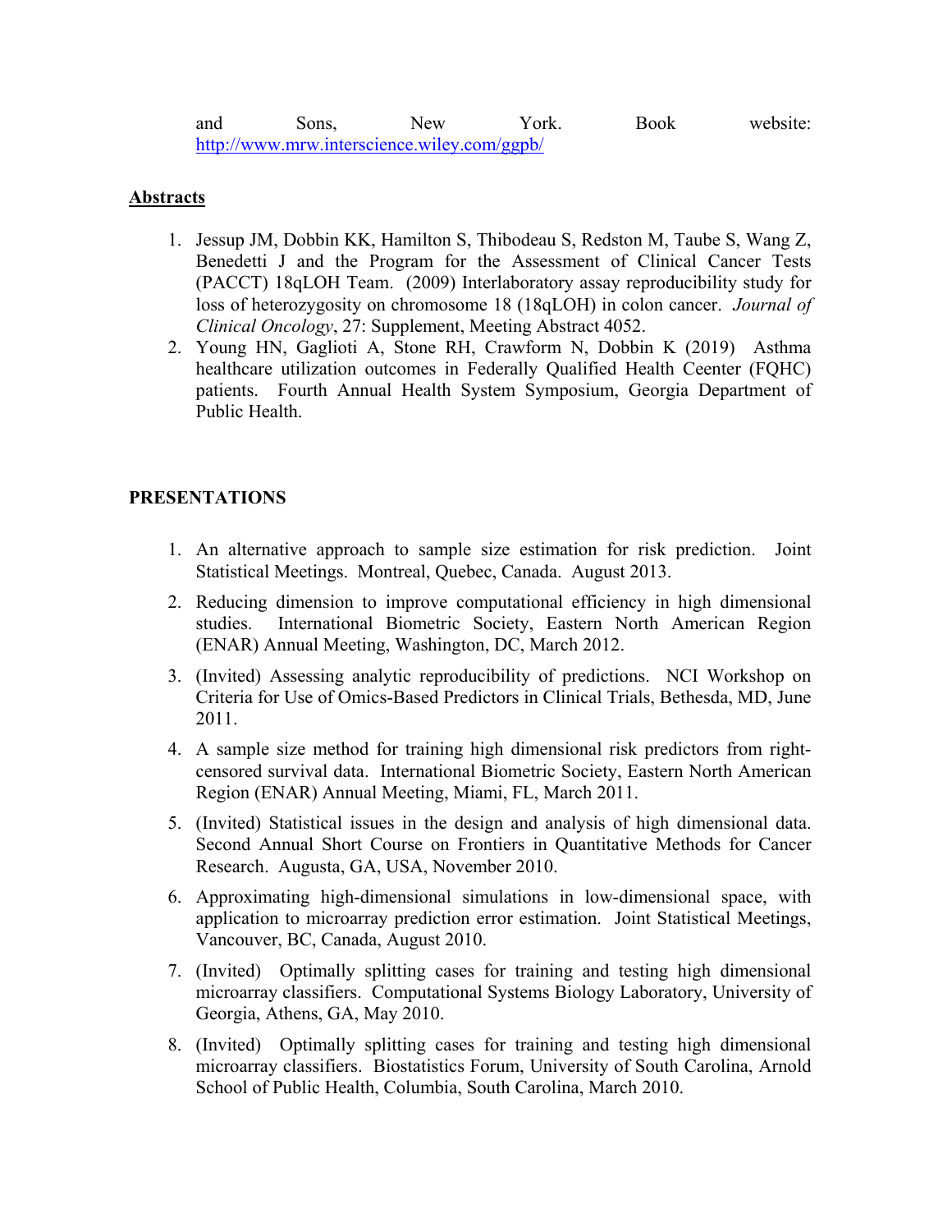and Sons, New York. Book website: http://www.mrw.interscience.wiley.com/ggpb/

**Abstracts**

1. Jessup JM, Dobbin KK, Hamilton S, Thibodeau S, Redston M, Taube S, Wang Z, Benedetti J and the Program for the Assessment of Clinical Cancer Tests (PACCT) 18qLOH Team. (2009) Interlaboratory assay reproducibility study for loss of heterozygosity on chromosome 18 (18qLOH) in colon cancer. *Journal of Clinical Oncology*, 27: Supplement, Meeting Abstract 4052.
2. Young HN, Gaglioti A, Stone RH, Crawform N, Dobbin K (2019) Asthma healthcare utilization outcomes in Federally Qualified Health Ceenter (FQHC) patients. Fourth Annual Health System Symposium, Georgia Department of Public Health.

**PRESENTATIONS**

1. An alternative approach to sample size estimation for risk prediction. Joint Statistical Meetings. Montreal, Quebec, Canada. August 2013.
2. Reducing dimension to improve computational efficiency in high dimensional studies. International Biometric Society, Eastern North American Region (ENAR) Annual Meeting, Washington, DC, March 2012.
3. (Invited) Assessing analytic reproducibility of predictions. NCI Workshop on Criteria for Use of Omics-Based Predictors in Clinical Trials, Bethesda, MD, June 2011.
4. A sample size method for training high dimensional risk predictors from right-censored survival data. International Biometric Society, Eastern North American Region (ENAR) Annual Meeting, Miami, FL, March 2011.
5. (Invited) Statistical issues in the design and analysis of high dimensional data. Second Annual Short Course on Frontiers in Quantitative Methods for Cancer Research. Augusta, GA, USA, November 2010.
6. Approximating high-dimensional simulations in low-dimensional space, with application to microarray prediction error estimation. Joint Statistical Meetings, Vancouver, BC, Canada, August 2010.
7. (Invited) Optimally splitting cases for training and testing high dimensional microarray classifiers. Computational Systems Biology Laboratory, University of Georgia, Athens, GA, May 2010.
8. (Invited) Optimally splitting cases for training and testing high dimensional microarray classifiers. Biostatistics Forum, University of South Carolina, Arnold School of Public Health, Columbia, South Carolina, March 2010.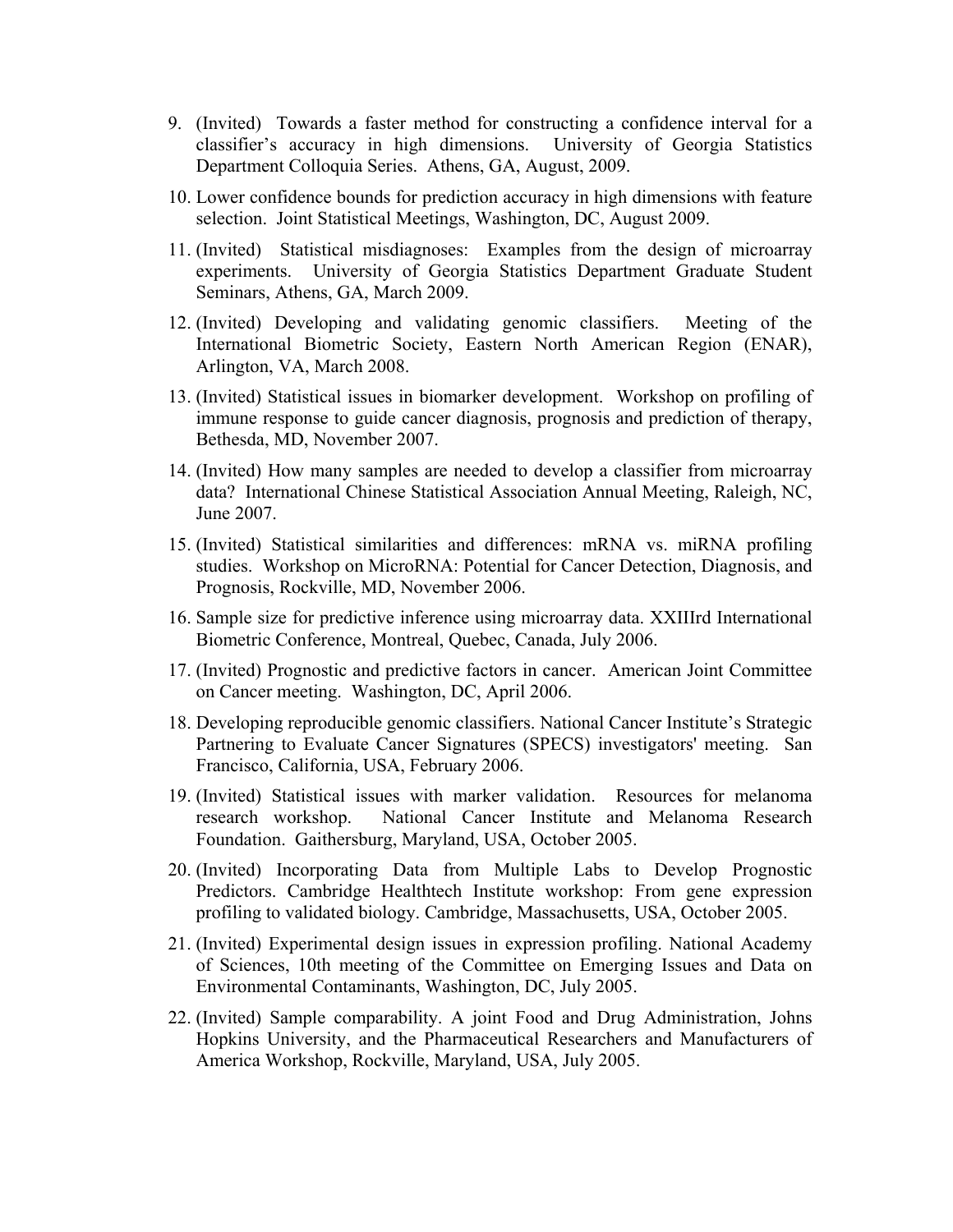9. (Invited) Towards a faster method for constructing a confidence interval for a classifier's accuracy in high dimensions. University of Georgia Statistics Department Colloquia Series. Athens, GA, August, 2009.
10. Lower confidence bounds for prediction accuracy in high dimensions with feature selection. Joint Statistical Meetings, Washington, DC, August 2009.
11. (Invited) Statistical misdiagnoses: Examples from the design of microarray experiments. University of Georgia Statistics Department Graduate Student Seminars, Athens, GA, March 2009.
12. (Invited) Developing and validating genomic classifiers. Meeting of the International Biometric Society, Eastern North American Region (ENAR), Arlington, VA, March 2008.
13. (Invited) Statistical issues in biomarker development. Workshop on profiling of immune response to guide cancer diagnosis, prognosis and prediction of therapy, Bethesda, MD, November 2007.
14. (Invited) How many samples are needed to develop a classifier from microarray data? International Chinese Statistical Association Annual Meeting, Raleigh, NC, June 2007.
15. (Invited) Statistical similarities and differences: mRNA vs. miRNA profiling studies. Workshop on MicroRNA: Potential for Cancer Detection, Diagnosis, and Prognosis, Rockville, MD, November 2006.
16. Sample size for predictive inference using microarray data. XXIIIrd International Biometric Conference, Montreal, Quebec, Canada, July 2006.
17. (Invited) Prognostic and predictive factors in cancer. American Joint Committee on Cancer meeting. Washington, DC, April 2006.
18. Developing reproducible genomic classifiers. National Cancer Institute's Strategic Partnering to Evaluate Cancer Signatures (SPECS) investigators' meeting. San Francisco, California, USA, February 2006.
19. (Invited) Statistical issues with marker validation. Resources for melanoma research workshop. National Cancer Institute and Melanoma Research Foundation. Gaithersburg, Maryland, USA, October 2005.
20. (Invited) Incorporating Data from Multiple Labs to Develop Prognostic Predictors. Cambridge Healthtech Institute workshop: From gene expression profiling to validated biology. Cambridge, Massachusetts, USA, October 2005.
21. (Invited) Experimental design issues in expression profiling. National Academy of Sciences, 10th meeting of the Committee on Emerging Issues and Data on Environmental Contaminants, Washington, DC, July 2005.
22. (Invited) Sample comparability. A joint Food and Drug Administration, Johns Hopkins University, and the Pharmaceutical Researchers and Manufacturers of America Workshop, Rockville, Maryland, USA, July 2005.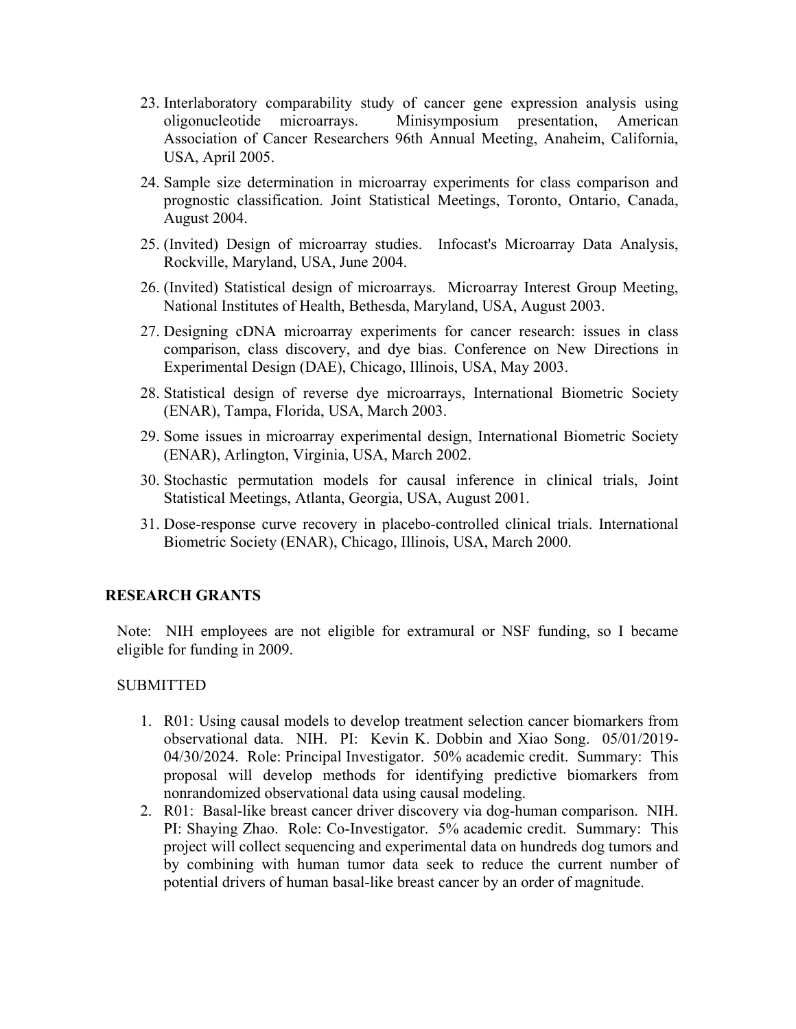23. Interlaboratory comparability study of cancer gene expression analysis using oligonucleotide microarrays. Minisymposium presentation, American Association of Cancer Researchers 96th Annual Meeting, Anaheim, California, USA, April 2005.
24. Sample size determination in microarray experiments for class comparison and prognostic classification. Joint Statistical Meetings, Toronto, Ontario, Canada, August 2004.
25. (Invited) Design of microarray studies. Infocast's Microarray Data Analysis, Rockville, Maryland, USA, June 2004.
26. (Invited) Statistical design of microarrays. Microarray Interest Group Meeting, National Institutes of Health, Bethesda, Maryland, USA, August 2003.
27. Designing cDNA microarray experiments for cancer research: issues in class comparison, class discovery, and dye bias. Conference on New Directions in Experimental Design (DAE), Chicago, Illinois, USA, May 2003.
28. Statistical design of reverse dye microarrays, International Biometric Society (ENAR), Tampa, Florida, USA, March 2003.
29. Some issues in microarray experimental design, International Biometric Society (ENAR), Arlington, Virginia, USA, March 2002.
30. Stochastic permutation models for causal inference in clinical trials, Joint Statistical Meetings, Atlanta, Georgia, USA, August 2001.
31. Dose-response curve recovery in placebo-controlled clinical trials. International Biometric Society (ENAR), Chicago, Illinois, USA, March 2000.

## RESEARCH GRANTS

Note: NIH employees are not eligible for extramural or NSF funding, so I became eligible for funding in 2009.

SUBMITTED

1. R01: Using causal models to develop treatment selection cancer biomarkers from observational data. NIH. PI: Kevin K. Dobbin and Xiao Song. 05/01/2019-04/30/2024. Role: Principal Investigator. 50% academic credit. Summary: This proposal will develop methods for identifying predictive biomarkers from nonrandomized observational data using causal modeling.
2. R01: Basal-like breast cancer driver discovery via dog-human comparison. NIH. PI: Shaying Zhao. Role: Co-Investigator. 5% academic credit. Summary: This project will collect sequencing and experimental data on hundreds dog tumors and by combining with human tumor data seek to reduce the current number of potential drivers of human basal-like breast cancer by an order of magnitude.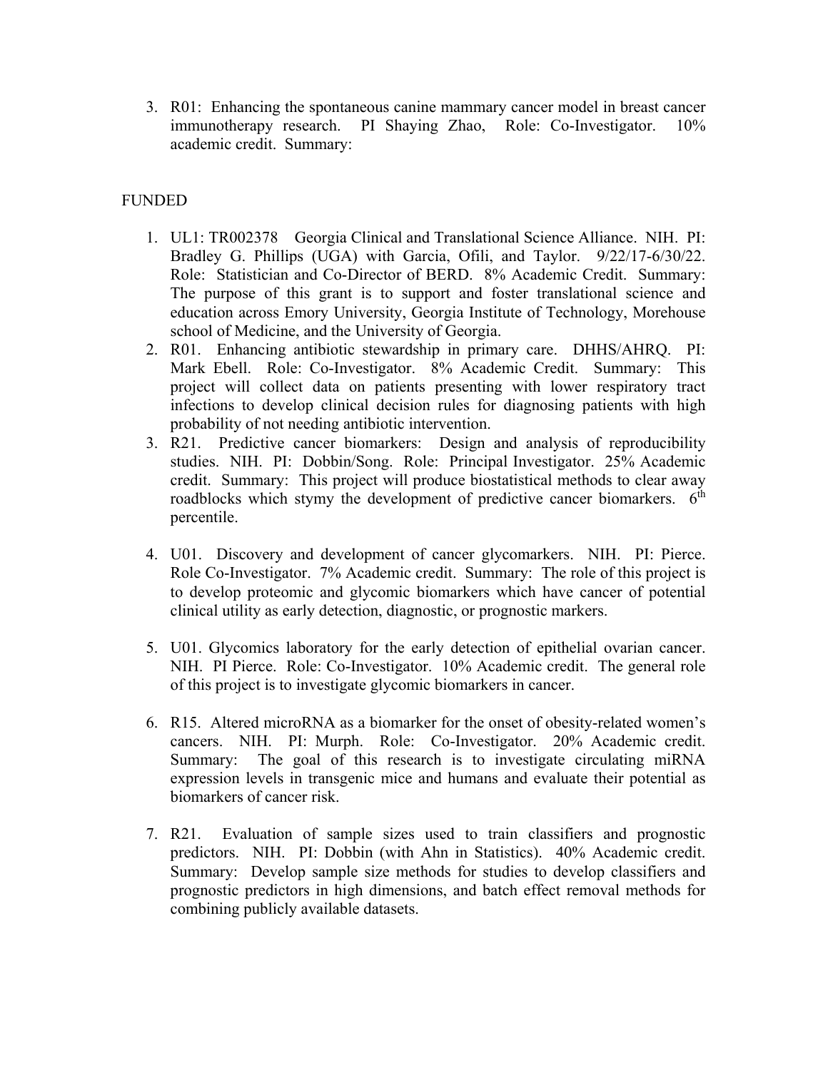3. R01: Enhancing the spontaneous canine mammary cancer model in breast cancer immunotherapy research. PI Shaying Zhao, Role: Co-Investigator. 10% academic credit. Summary:

FUNDED

1. UL1: TR002378 Georgia Clinical and Translational Science Alliance. NIH. PI: Bradley G. Phillips (UGA) with Garcia, Ofili, and Taylor. 9/22/17-6/30/22. Role: Statistician and Co-Director of BERD. 8% Academic Credit. Summary: The purpose of this grant is to support and foster translational science and education across Emory University, Georgia Institute of Technology, Morehouse school of Medicine, and the University of Georgia.
2. R01. Enhancing antibiotic stewardship in primary care. DHHS/AHRQ. PI: Mark Ebell. Role: Co-Investigator. 8% Academic Credit. Summary: This project will collect data on patients presenting with lower respiratory tract infections to develop clinical decision rules for diagnosing patients with high probability of not needing antibiotic intervention.
3. R21. Predictive cancer biomarkers: Design and analysis of reproducibility studies. NIH. PI: Dobbin/Song. Role: Principal Investigator. 25% Academic credit. Summary: This project will produce biostatistical methods to clear away roadblocks which stymy the development of predictive cancer biomarkers. 6th percentile.

4. U01. Discovery and development of cancer glycomarkers. NIH. PI: Pierce. Role Co-Investigator. 7% Academic credit. Summary: The role of this project is to develop proteomic and glycomic biomarkers which have cancer of potential clinical utility as early detection, diagnostic, or prognostic markers.

5. U01. Glycomics laboratory for the early detection of epithelial ovarian cancer. NIH. PI Pierce. Role: Co-Investigator. 10% Academic credit. The general role of this project is to investigate glycomic biomarkers in cancer.

6. R15. Altered microRNA as a biomarker for the onset of obesity-related women's cancers. NIH. PI: Murph. Role: Co-Investigator. 20% Academic credit. Summary: The goal of this research is to investigate circulating miRNA expression levels in transgenic mice and humans and evaluate their potential as biomarkers of cancer risk.

7. R21. Evaluation of sample sizes used to train classifiers and prognostic predictors. NIH. PI: Dobbin (with Ahn in Statistics). 40% Academic credit. Summary: Develop sample size methods for studies to develop classifiers and prognostic predictors in high dimensions, and batch effect removal methods for combining publicly available datasets.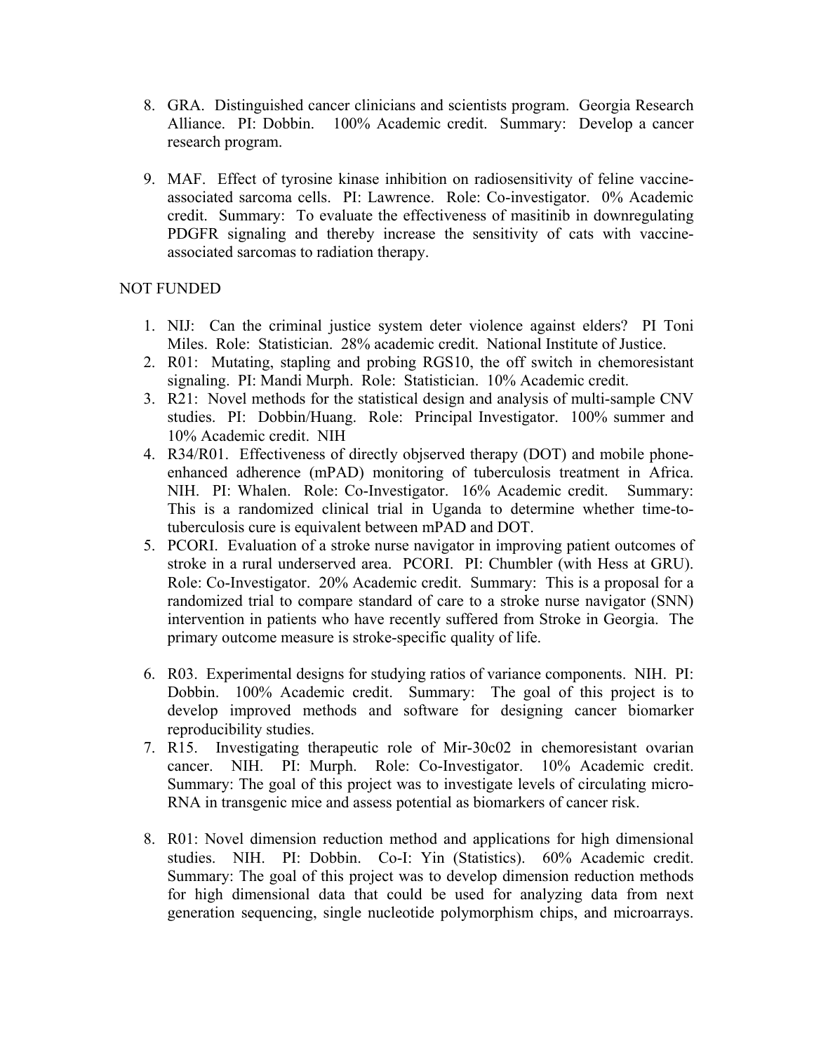8. GRA. Distinguished cancer clinicians and scientists program. Georgia Research Alliance. PI: Dobbin. 100% Academic credit. Summary: Develop a cancer research program.

9. MAF. Effect of tyrosine kinase inhibition on radiosensitivity of feline vaccine-associated sarcoma cells. PI: Lawrence. Role: Co-investigator. 0% Academic credit. Summary: To evaluate the effectiveness of masitinib in downregulating PDGFR signaling and thereby increase the sensitivity of cats with vaccine-associated sarcomas to radiation therapy.

NOT FUNDED

1. NIJ: Can the criminal justice system deter violence against elders? PI Toni Miles. Role: Statistician. 28% academic credit. National Institute of Justice.
2. R01: Mutating, stapling and probing RGS10, the off switch in chemoresistant signaling. PI: Mandi Murph. Role: Statistician. 10% Academic credit.
3. R21: Novel methods for the statistical design and analysis of multi-sample CNV studies. PI: Dobbin/Huang. Role: Principal Investigator. 100% summer and 10% Academic credit. NIH
4. R34/R01. Effectiveness of directly objserved therapy (DOT) and mobile phone-enhanced adherence (mPAD) monitoring of tuberculosis treatment in Africa. NIH. PI: Whalen. Role: Co-Investigator. 16% Academic credit. Summary: This is a randomized clinical trial in Uganda to determine whether time-to-tuberculosis cure is equivalent between mPAD and DOT.
5. PCORI. Evaluation of a stroke nurse navigator in improving patient outcomes of stroke in a rural underserved area. PCORI. PI: Chumbler (with Hess at GRU). Role: Co-Investigator. 20% Academic credit. Summary: This is a proposal for a randomized trial to compare standard of care to a stroke nurse navigator (SNN) intervention in patients who have recently suffered from Stroke in Georgia. The primary outcome measure is stroke-specific quality of life.

6. R03. Experimental designs for studying ratios of variance components. NIH. PI: Dobbin. 100% Academic credit. Summary: The goal of this project is to develop improved methods and software for designing cancer biomarker reproducibility studies.
7. R15. Investigating therapeutic role of Mir-30c02 in chemoresistant ovarian cancer. NIH. PI: Murph. Role: Co-Investigator. 10% Academic credit. Summary: The goal of this project was to investigate levels of circulating micro-RNA in transgenic mice and assess potential as biomarkers of cancer risk.

8. R01: Novel dimension reduction method and applications for high dimensional studies. NIH. PI: Dobbin. Co-I: Yin (Statistics). 60% Academic credit. Summary: The goal of this project was to develop dimension reduction methods for high dimensional data that could be used for analyzing data from next generation sequencing, single nucleotide polymorphism chips, and microarrays.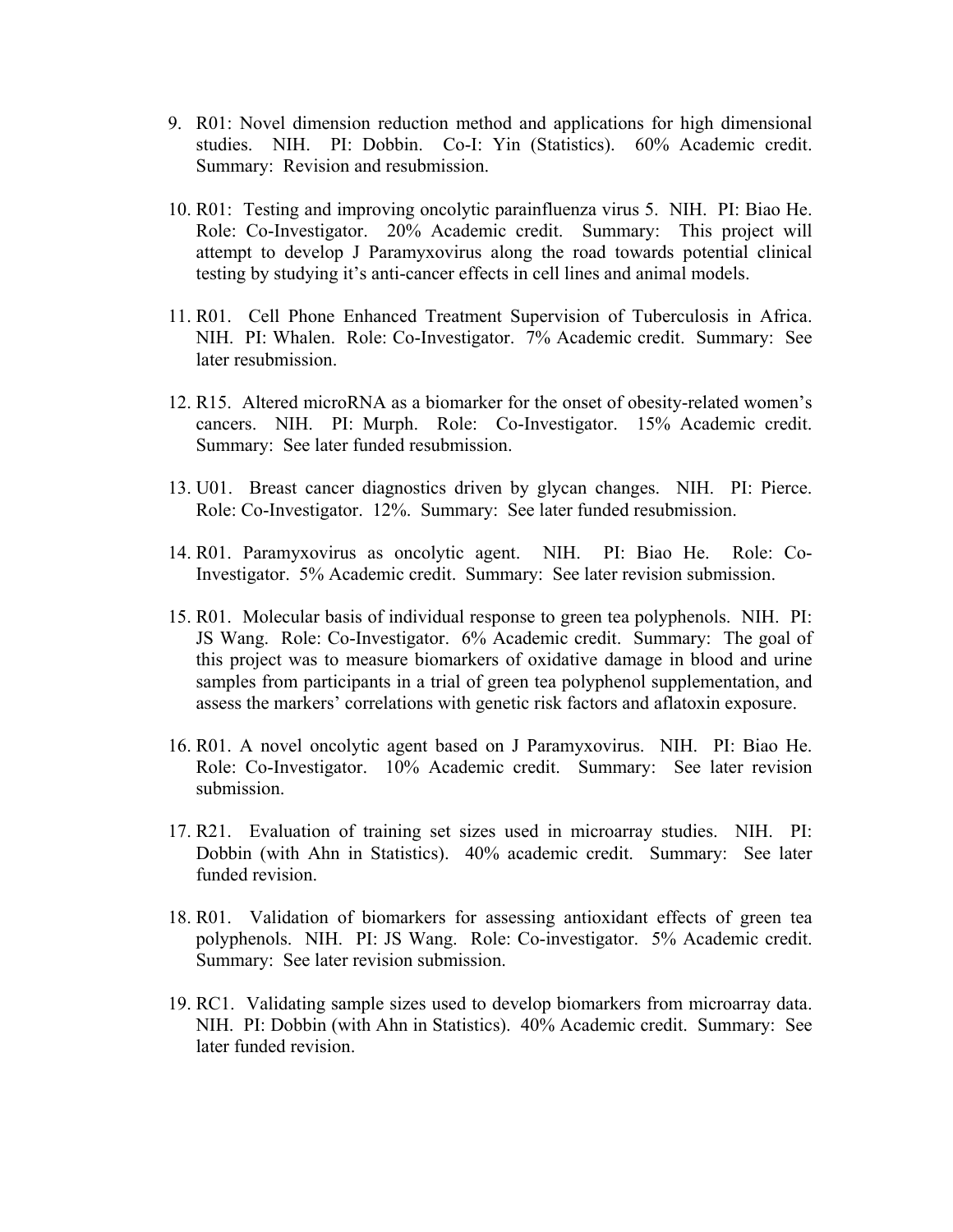9. R01: Novel dimension reduction method and applications for high dimensional studies. NIH. PI: Dobbin. Co-I: Yin (Statistics). 60% Academic credit. Summary: Revision and resubmission.

10. R01: Testing and improving oncolytic parainfluenza virus 5. NIH. PI: Biao He. Role: Co-Investigator. 20% Academic credit. Summary: This project will attempt to develop J Paramyxovirus along the road towards potential clinical testing by studying it's anti-cancer effects in cell lines and animal models.

11. R01. Cell Phone Enhanced Treatment Supervision of Tuberculosis in Africa. NIH. PI: Whalen. Role: Co-Investigator. 7% Academic credit. Summary: See later resubmission.

12. R15. Altered microRNA as a biomarker for the onset of obesity-related women's cancers. NIH. PI: Murph. Role: Co-Investigator. 15% Academic credit. Summary: See later funded resubmission.

13. U01. Breast cancer diagnostics driven by glycan changes. NIH. PI: Pierce. Role: Co-Investigator. 12%. Summary: See later funded resubmission.

14. R01. Paramyxovirus as oncolytic agent. NIH. PI: Biao He. Role: Co-Investigator. 5% Academic credit. Summary: See later revision submission.

15. R01. Molecular basis of individual response to green tea polyphenols. NIH. PI: JS Wang. Role: Co-Investigator. 6% Academic credit. Summary: The goal of this project was to measure biomarkers of oxidative damage in blood and urine samples from participants in a trial of green tea polyphenol supplementation, and assess the markers' correlations with genetic risk factors and aflatoxin exposure.

16. R01. A novel oncolytic agent based on J Paramyxovirus. NIH. PI: Biao He. Role: Co-Investigator. 10% Academic credit. Summary: See later revision submission.

17. R21. Evaluation of training set sizes used in microarray studies. NIH. PI: Dobbin (with Ahn in Statistics). 40% academic credit. Summary: See later funded revision.

18. R01. Validation of biomarkers for assessing antioxidant effects of green tea polyphenols. NIH. PI: JS Wang. Role: Co-investigator. 5% Academic credit. Summary: See later revision submission.

19. RC1. Validating sample sizes used to develop biomarkers from microarray data. NIH. PI: Dobbin (with Ahn in Statistics). 40% Academic credit. Summary: See later funded revision.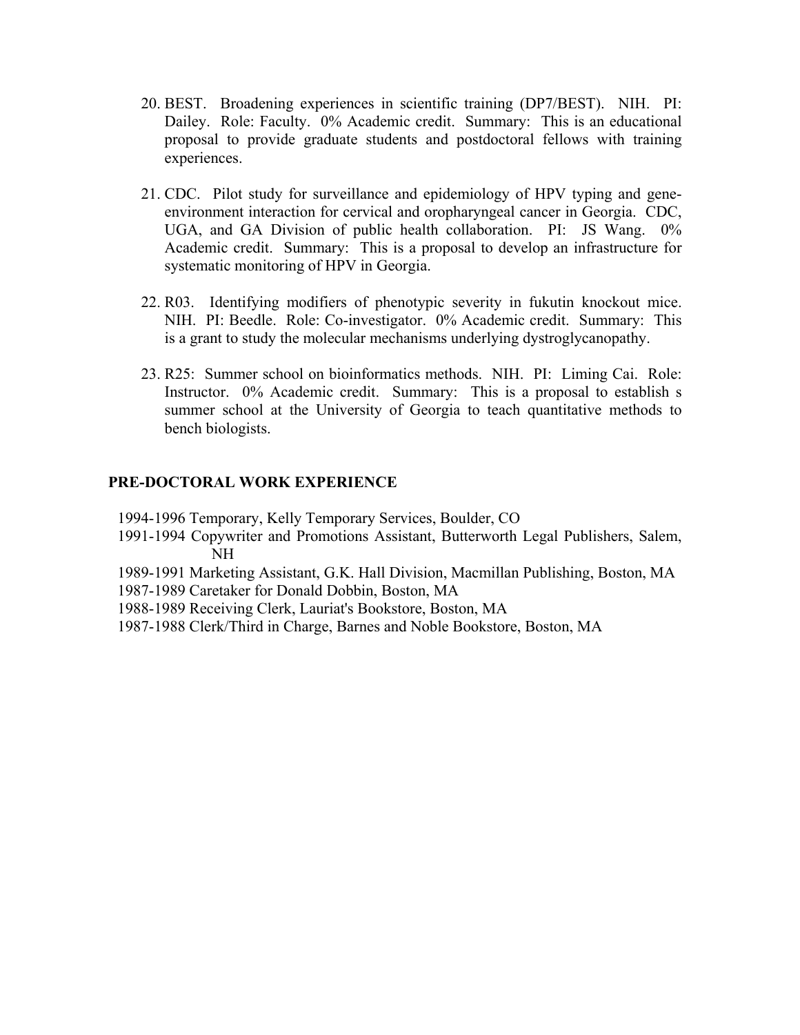20. BEST. Broadening experiences in scientific training (DP7/BEST). NIH. PI: Dailey. Role: Faculty. 0% Academic credit. Summary: This is an educational proposal to provide graduate students and postdoctoral fellows with training experiences.

21. CDC. Pilot study for surveillance and epidemiology of HPV typing and gene-environment interaction for cervical and oropharyngeal cancer in Georgia. CDC, UGA, and GA Division of public health collaboration. PI: JS Wang. 0% Academic credit. Summary: This is a proposal to develop an infrastructure for systematic monitoring of HPV in Georgia.

22. R03. Identifying modifiers of phenotypic severity in fukutin knockout mice. NIH. PI: Beedle. Role: Co-investigator. 0% Academic credit. Summary: This is a grant to study the molecular mechanisms underlying dystroglycanopathy.

23. R25: Summer school on bioinformatics methods. NIH. PI: Liming Cai. Role: Instructor. 0% Academic credit. Summary: This is a proposal to establish s summer school at the University of Georgia to teach quantitative methods to bench biologists.

## PRE-DOCTORAL WORK EXPERIENCE

1994-1996 Temporary, Kelly Temporary Services, Boulder, CO
1991-1994 Copywriter and Promotions Assistant, Butterworth Legal Publishers, Salem, NH
1989-1991 Marketing Assistant, G.K. Hall Division, Macmillan Publishing, Boston, MA
1987-1989 Caretaker for Donald Dobbin, Boston, MA
1988-1989 Receiving Clerk, Lauriat's Bookstore, Boston, MA
1987-1988 Clerk/Third in Charge, Barnes and Noble Bookstore, Boston, MA